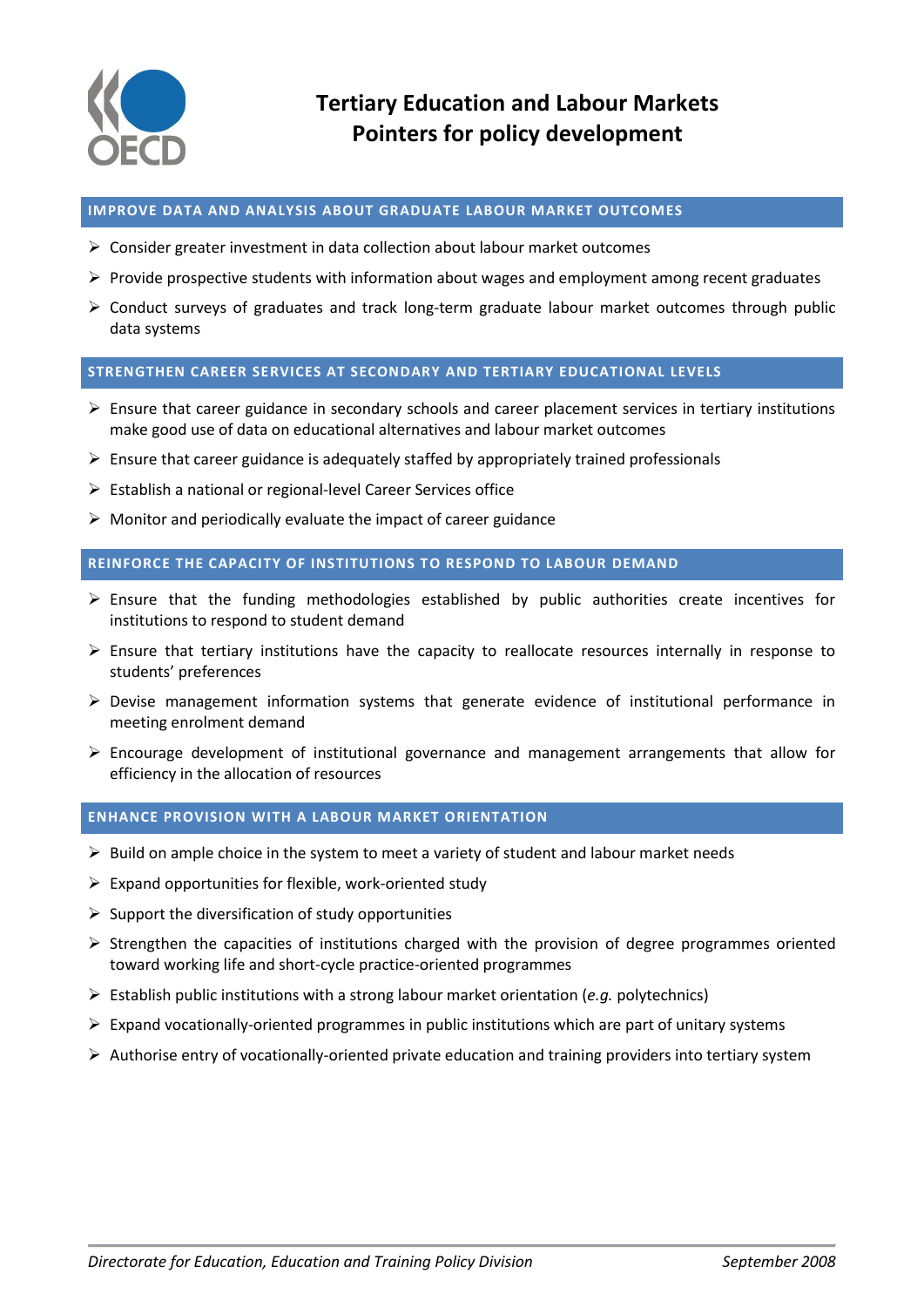# Tertiary Education and Labour Markets
## Pointers for policy development

### IMPROVE DATA AND ANALYSIS ABOUT GRADUATE LABOUR MARKET OUTCOMES

- Consider greater investment in data collection about labour market outcomes
- Provide prospective students with information about wages and employment among recent graduates
- Conduct surveys of graduates and track long-term graduate labour market outcomes through public data systems

### STRENGTHEN CAREER SERVICES AT SECONDARY AND TERTIARY EDUCATIONAL LEVELS

- Ensure that career guidance in secondary schools and career placement services in tertiary institutions make good use of data on educational alternatives and labour market outcomes
- Ensure that career guidance is adequately staffed by appropriately trained professionals
- Establish a national or regional-level Career Services office
- Monitor and periodically evaluate the impact of career guidance

### REINFORCE THE CAPACITY OF INSTITUTIONS TO RESPOND TO LABOUR DEMAND

- Ensure that the funding methodologies established by public authorities create incentives for institutions to respond to student demand
- Ensure that tertiary institutions have the capacity to reallocate resources internally in response to students' preferences
- Devise management information systems that generate evidence of institutional performance in meeting enrolment demand
- Encourage development of institutional governance and management arrangements that allow for efficiency in the allocation of resources

### ENHANCE PROVISION WITH A LABOUR MARKET ORIENTATION

- Build on ample choice in the system to meet a variety of student and labour market needs
- Expand opportunities for flexible, work-oriented study
- Support the diversification of study opportunities
- Strengthen the capacities of institutions charged with the provision of degree programmes oriented toward working life and short-cycle practice-oriented programmes
- Establish public institutions with a strong labour market orientation (*e.g.* polytechnics)
- Expand vocationally-oriented programmes in public institutions which are part of unitary systems
- Authorise entry of vocationally-oriented private education and training providers into tertiary system

*Directorate for Education, Education and Training Policy Division* — *September 2008*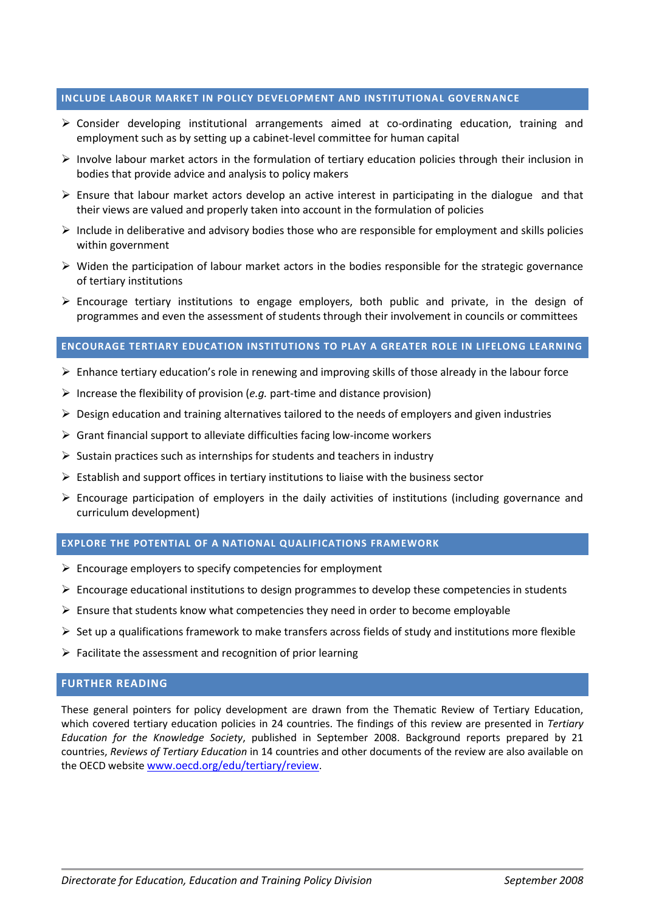## INCLUDE LABOUR MARKET IN POLICY DEVELOPMENT AND INSTITUTIONAL GOVERNANCE

- Consider developing institutional arrangements aimed at co-ordinating education, training and employment such as by setting up a cabinet-level committee for human capital
- Involve labour market actors in the formulation of tertiary education policies through their inclusion in bodies that provide advice and analysis to policy makers
- Ensure that labour market actors develop an active interest in participating in the dialogue and that their views are valued and properly taken into account in the formulation of policies
- Include in deliberative and advisory bodies those who are responsible for employment and skills policies within government
- Widen the participation of labour market actors in the bodies responsible for the strategic governance of tertiary institutions
- Encourage tertiary institutions to engage employers, both public and private, in the design of programmes and even the assessment of students through their involvement in councils or committees

## ENCOURAGE TERTIARY EDUCATION INSTITUTIONS TO PLAY A GREATER ROLE IN LIFELONG LEARNING

- Enhance tertiary education's role in renewing and improving skills of those already in the labour force
- Increase the flexibility of provision (*e.g.* part-time and distance provision)
- Design education and training alternatives tailored to the needs of employers and given industries
- Grant financial support to alleviate difficulties facing low-income workers
- Sustain practices such as internships for students and teachers in industry
- Establish and support offices in tertiary institutions to liaise with the business sector
- Encourage participation of employers in the daily activities of institutions (including governance and curriculum development)

## EXPLORE THE POTENTIAL OF A NATIONAL QUALIFICATIONS FRAMEWORK

- Encourage employers to specify competencies for employment
- Encourage educational institutions to design programmes to develop these competencies in students
- Ensure that students know what competencies they need in order to become employable
- Set up a qualifications framework to make transfers across fields of study and institutions more flexible
- Facilitate the assessment and recognition of prior learning

## FURTHER READING

These general pointers for policy development are drawn from the Thematic Review of Tertiary Education, which covered tertiary education policies in 24 countries. The findings of this review are presented in *Tertiary Education for the Knowledge Society*, published in September 2008. Background reports prepared by 21 countries, *Reviews of Tertiary Education* in 14 countries and other documents of the review are also available on the OECD website www.oecd.org/edu/tertiary/review.

*Directorate for Education, Education and Training Policy Division* *September 2008*